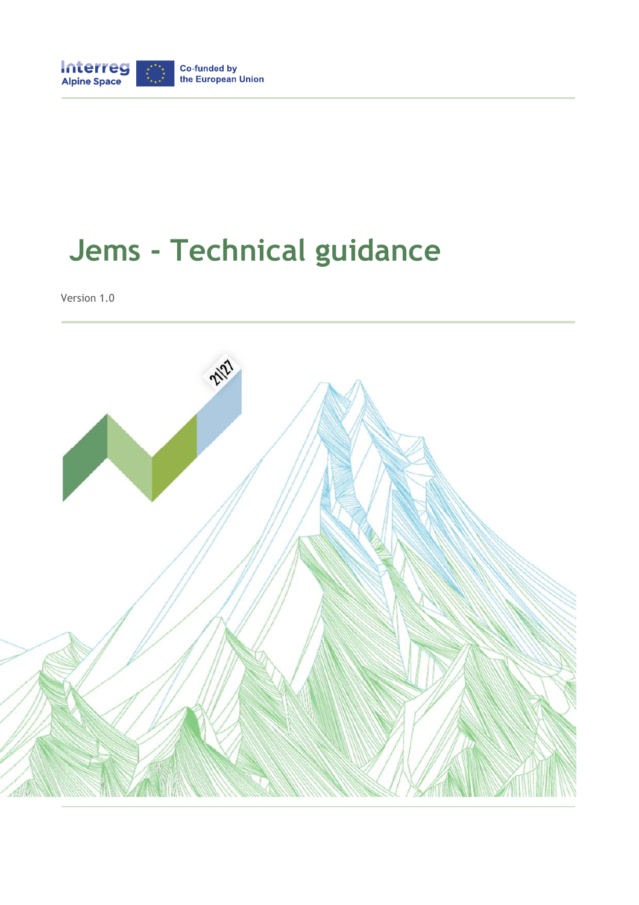Interreg Alpine Space

Co-funded by the European Union

# Jems - Technical guidance

Version 1.0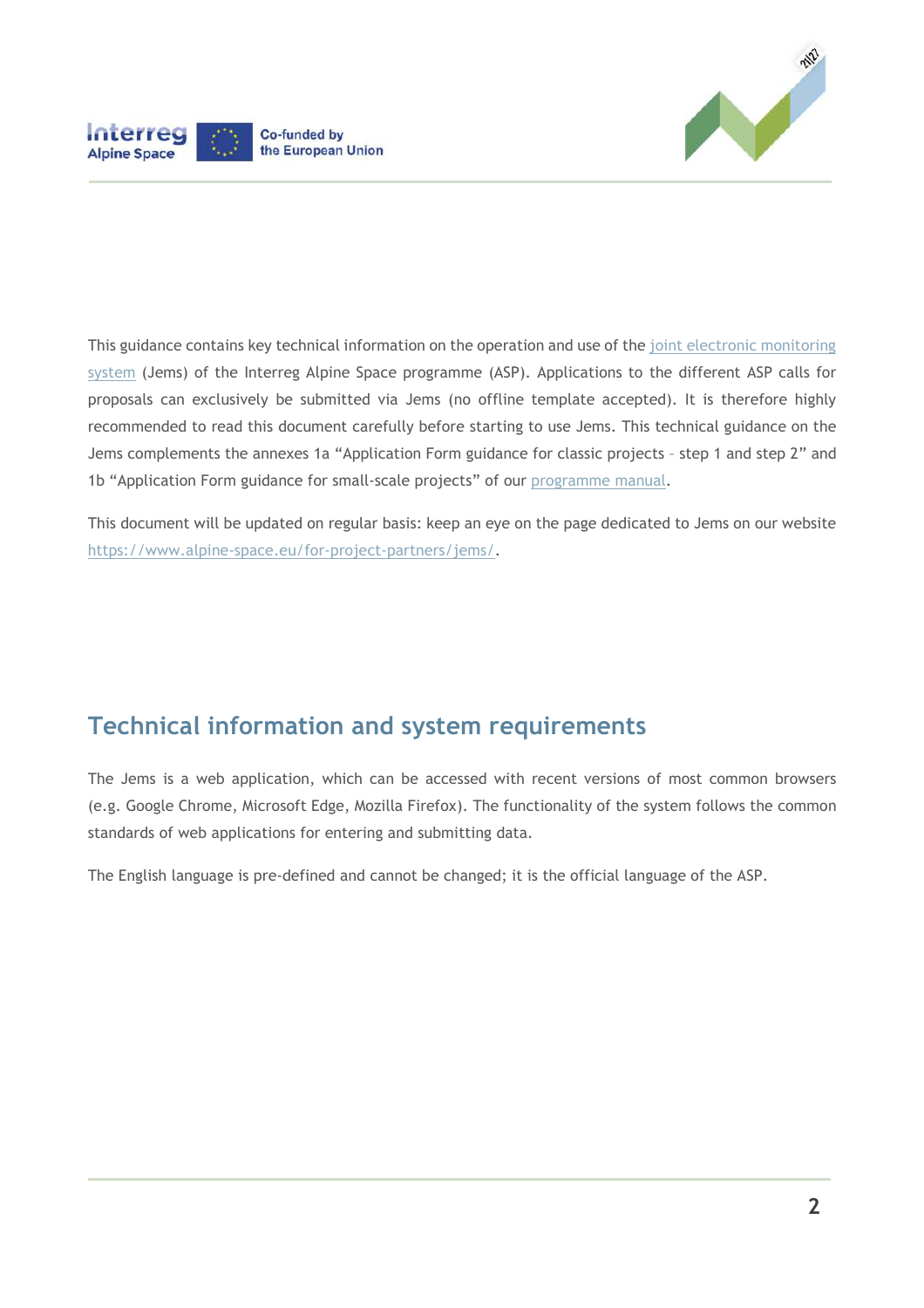This guidance contains key technical information on the operation and use of the joint electronic monitoring system (Jems) of the Interreg Alpine Space programme (ASP). Applications to the different ASP calls for proposals can exclusively be submitted via Jems (no offline template accepted). It is therefore highly recommended to read this document carefully before starting to use Jems. This technical guidance on the Jems complements the annexes 1a "Application Form guidance for classic projects – step 1 and step 2" and 1b "Application Form guidance for small-scale projects" of our programme manual.

This document will be updated on regular basis: keep an eye on the page dedicated to Jems on our website https://www.alpine-space.eu/for-project-partners/jems/.

## Technical information and system requirements

The Jems is a web application, which can be accessed with recent versions of most common browsers (e.g. Google Chrome, Microsoft Edge, Mozilla Firefox). The functionality of the system follows the common standards of web applications for entering and submitting data.

The English language is pre-defined and cannot be changed; it is the official language of the ASP.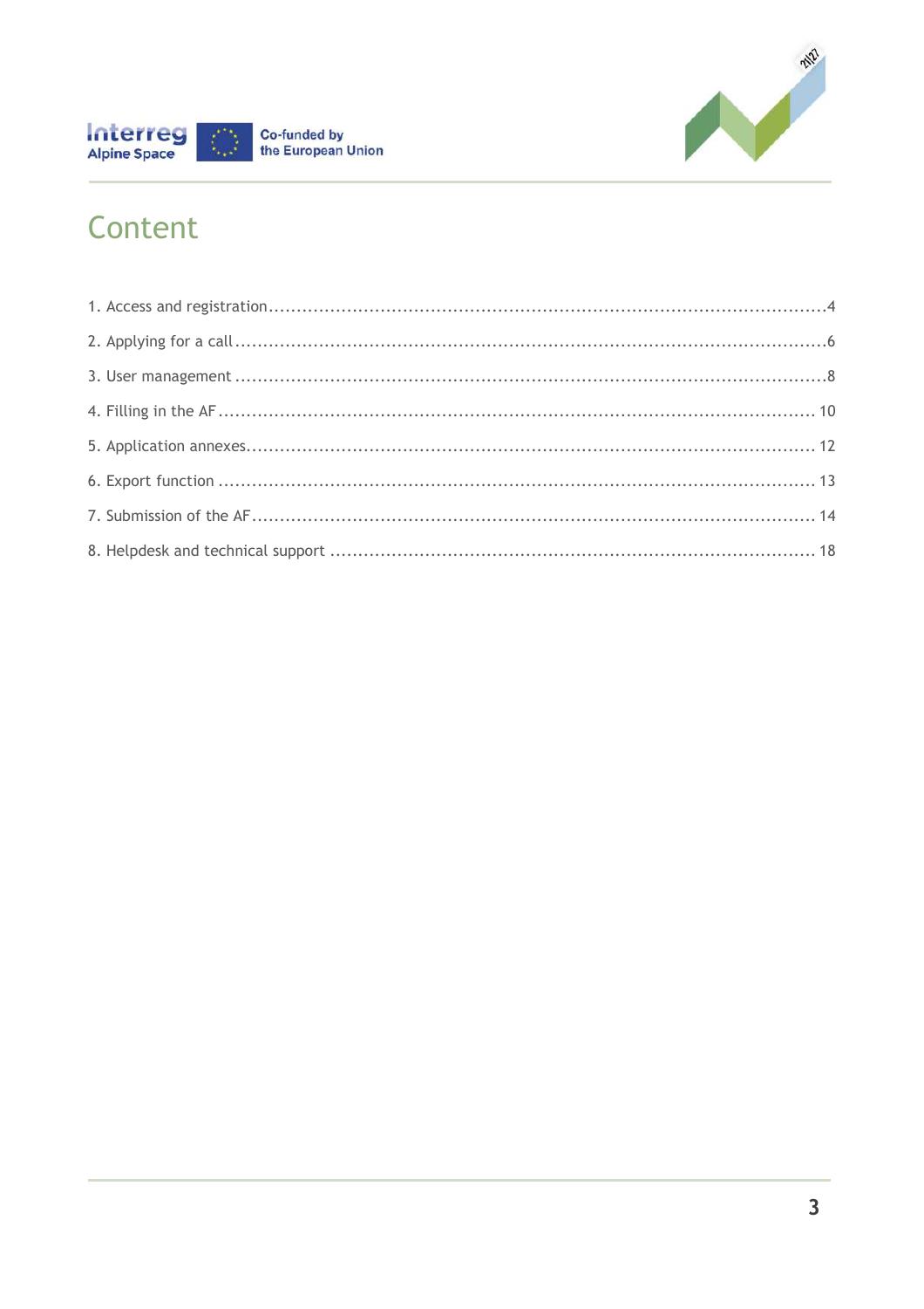# Content

1. Access and registration ....................................................................................................4
2. Applying for a call ............................................................................................................6
3. User management ............................................................................................................8
4. Filling in the AF ............................................................................................................. 10
5. Application annexes......................................................................................................... 12
6. Export function ............................................................................................................... 13
7. Submission of the AF........................................................................................................ 14
8. Helpdesk and technical support ........................................................................................ 18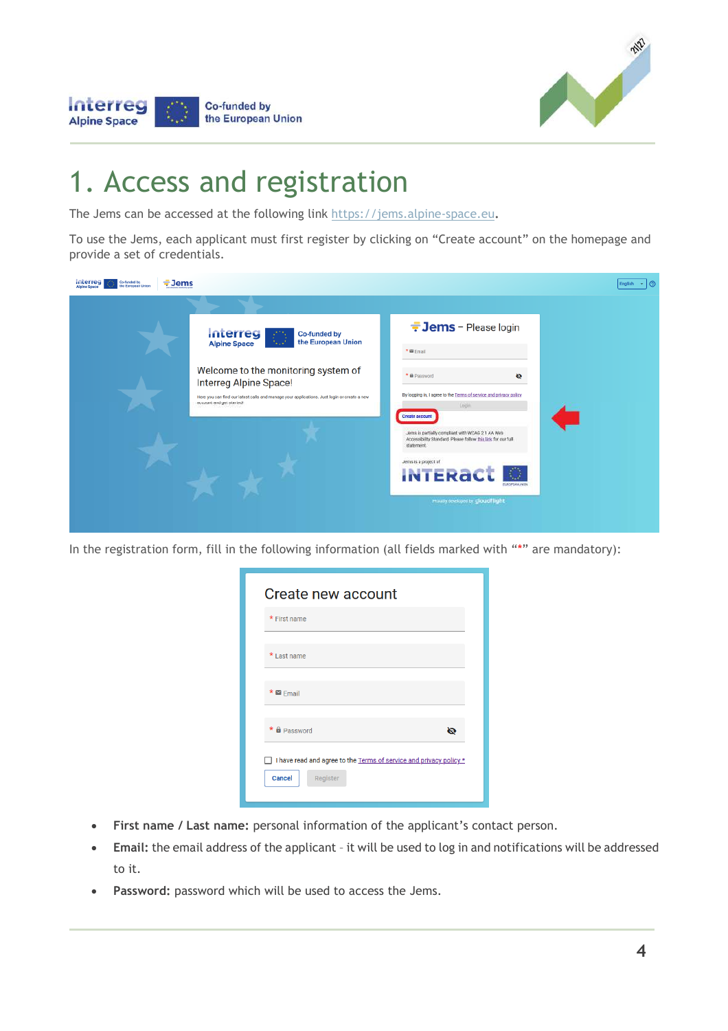# 1. Access and registration

The Jems can be accessed at the following link https://jems.alpine-space.eu.

To use the Jems, each applicant must first register by clicking on “Create account” on the homepage and provide a set of credentials.

In the registration form, fill in the following information (all fields marked with “*” are mandatory):

- **First name / Last name:** personal information of the applicant’s contact person.
- **Email:** the email address of the applicant – it will be used to log in and notifications will be addressed to it.
- **Password:** password which will be used to access the Jems.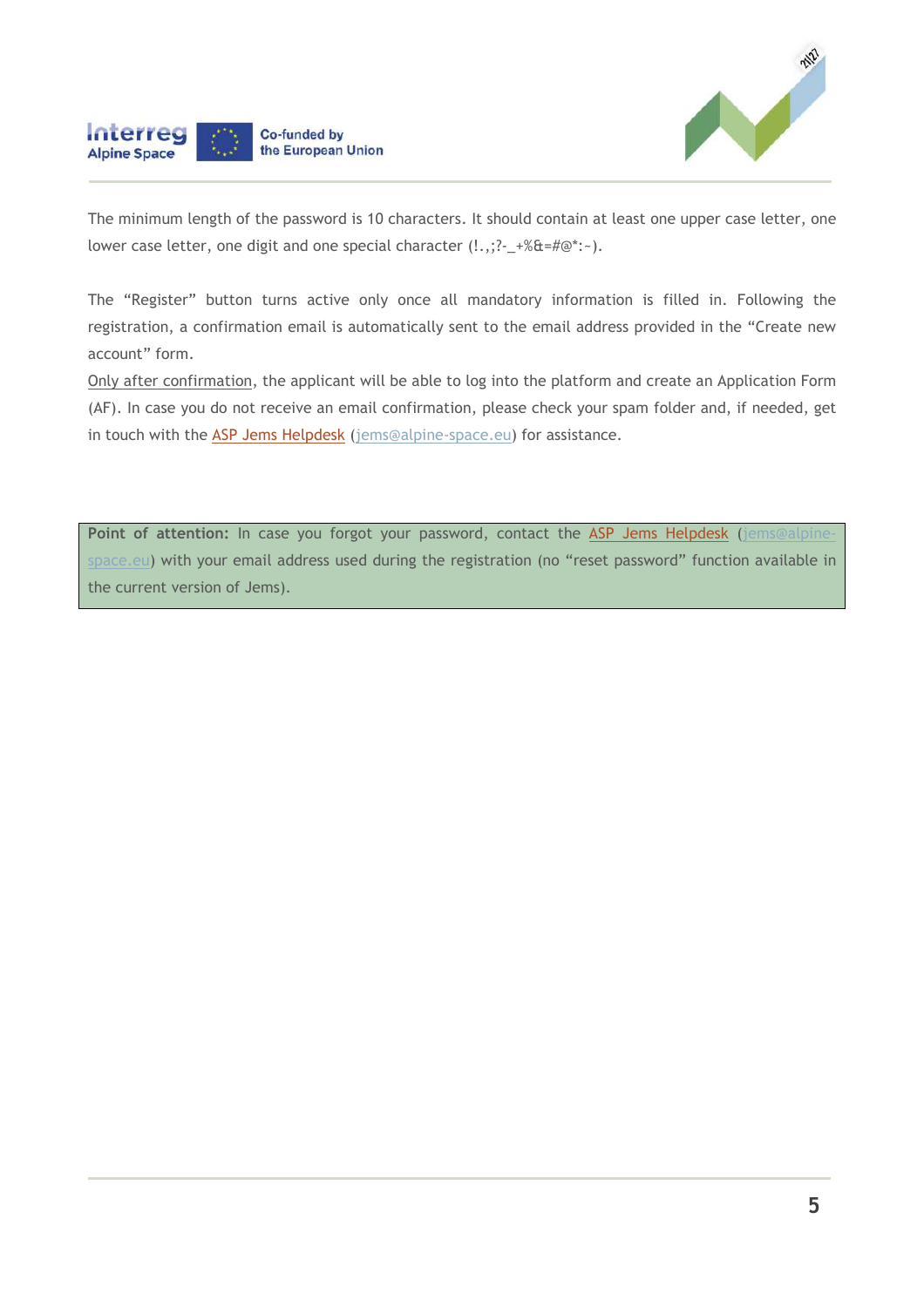The minimum length of the password is 10 characters. It should contain at least one upper case letter, one lower case letter, one digit and one special character (!.,;?-_+%&=#@*:~).

The "Register" button turns active only once all mandatory information is filled in. Following the registration, a confirmation email is automatically sent to the email address provided in the "Create new account" form.
Only after confirmation, the applicant will be able to log into the platform and create an Application Form (AF). In case you do not receive an email confirmation, please check your spam folder and, if needed, get in touch with the ASP Jems Helpdesk (jems@alpine-space.eu) for assistance.

> **Point of attention:** In case you forgot your password, contact the ASP Jems Helpdesk (jems@alpine-space.eu) with your email address used during the registration (no "reset password" function available in the current version of Jems).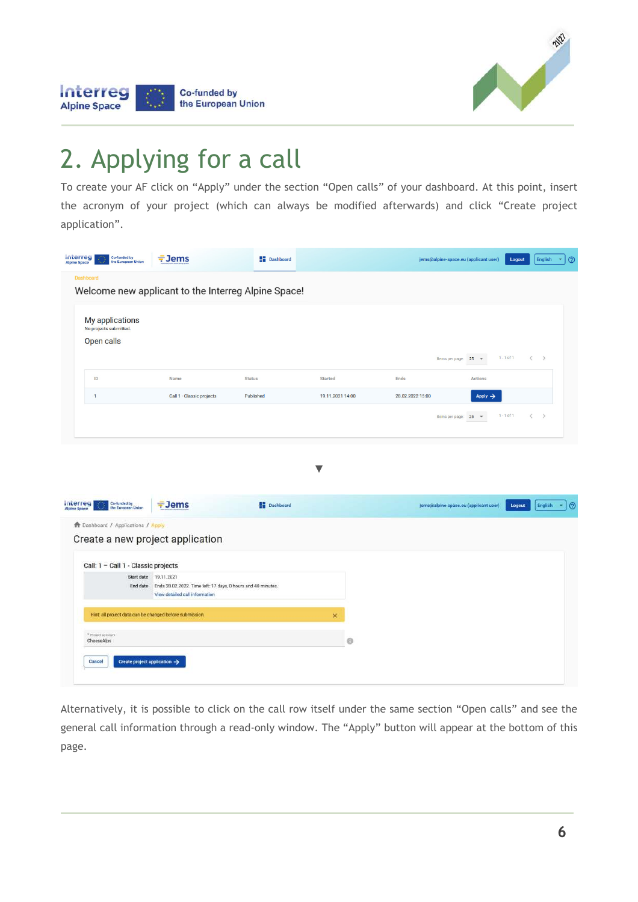# 2. Applying for a call

To create your AF click on “Apply” under the section “Open calls” of your dashboard. At this point, insert the acronym of your project (which can always be modified afterwards) and click “Create project application”.

Alternatively, it is possible to click on the call row itself under the same section “Open calls” and see the general call information through a read-only window. The “Apply” button will appear at the bottom of this page.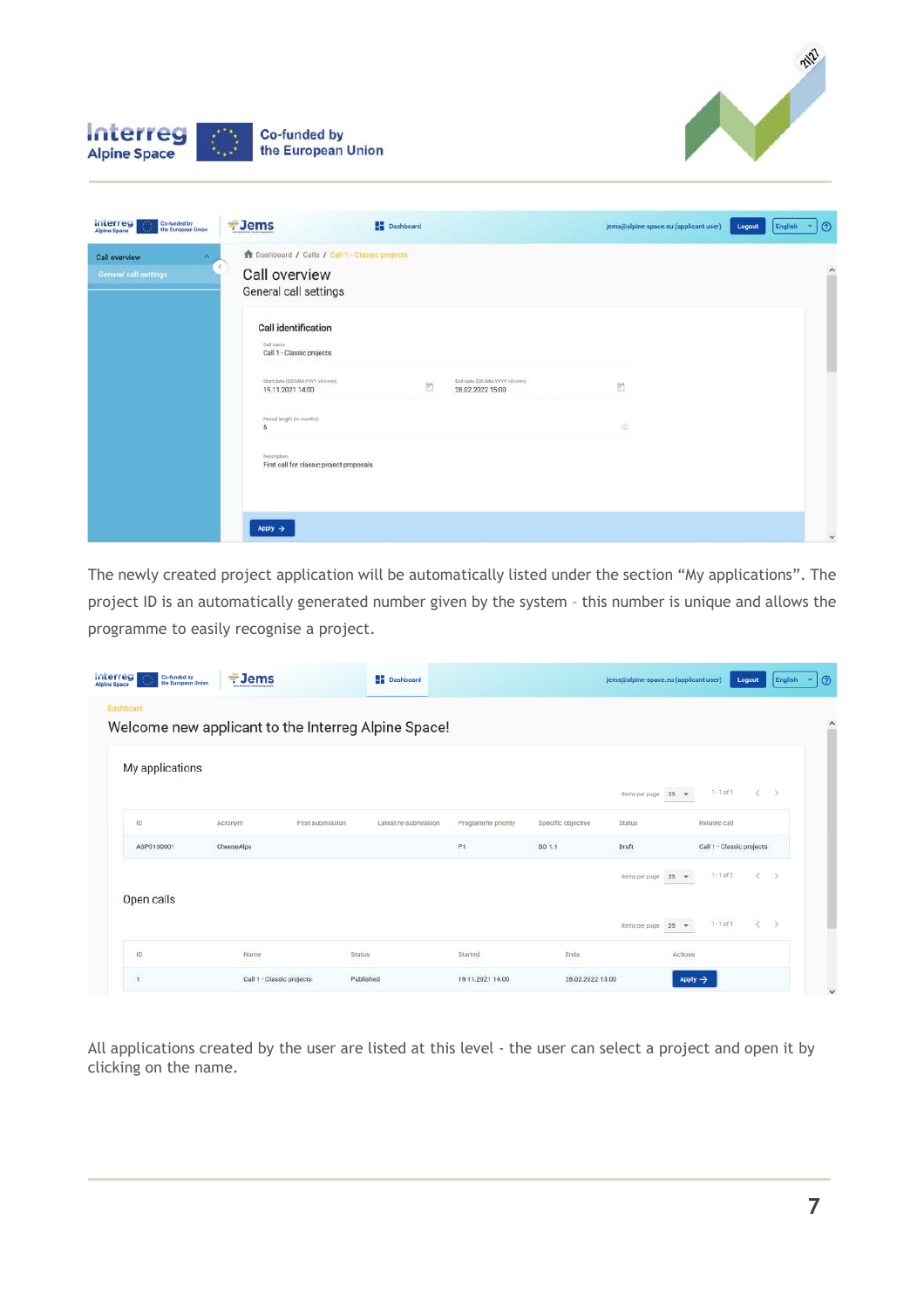The newly created project application will be automatically listed under the section “My applications”. The project ID is an automatically generated number given by the system – this number is unique and allows the programme to easily recognise a project.

All applications created by the user are listed at this level - the user can select a project and open it by clicking on the name.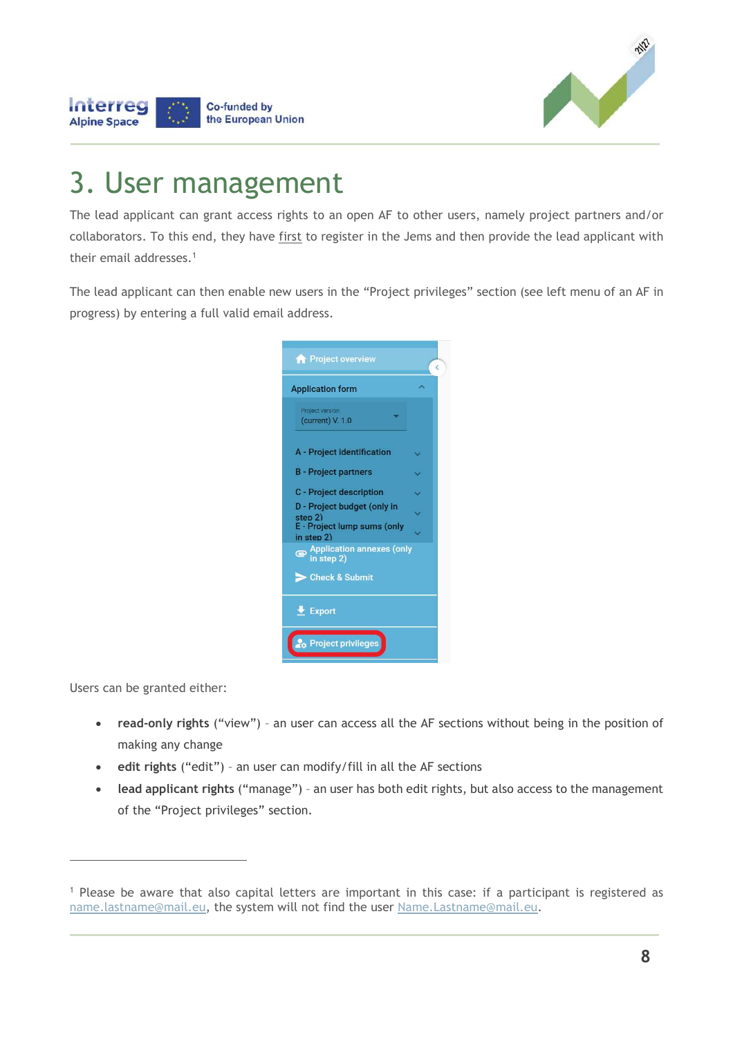# 3. User management

The lead applicant can grant access rights to an open AF to other users, namely project partners and/or collaborators. To this end, they have first to register in the Jems and then provide the lead applicant with their email addresses.[1]

The lead applicant can then enable new users in the "Project privileges" section (see left menu of an AF in progress) by entering a full valid email address.

Users can be granted either:

- **read-only rights** ("view") - an user can access all the AF sections without being in the position of making any change
- **edit rights** ("edit") - an user can modify/fill in all the AF sections
- **lead applicant rights** ("manage") - an user has both edit rights, but also access to the management of the "Project privileges" section.

---

[1] Please be aware that also capital letters are important in this case: if a participant is registered as name.lastname@mail.eu, the system will not find the user Name.Lastname@mail.eu.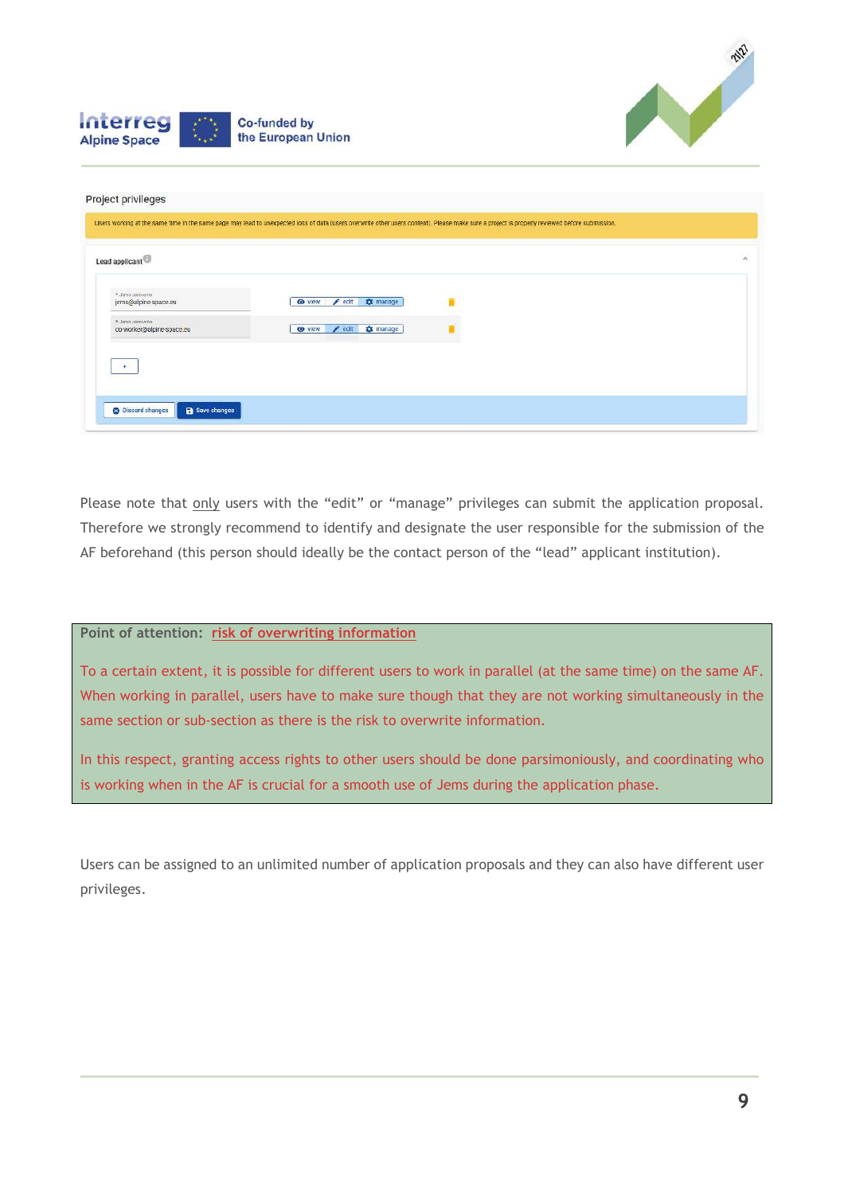Please note that <u>only</u> users with the “edit” or “manage” privileges can submit the application proposal. Therefore we strongly recommend to identify and designate the user responsible for the submission of the AF beforehand (this person should ideally be the contact person of the “lead” applicant institution).

**Point of attention:** <u>risk of overwriting information</u>

To a certain extent, it is possible for different users to work in parallel (at the same time) on the same AF. When working in parallel, users have to make sure though that they are not working simultaneously in the same section or sub-section as there is the risk to overwrite information.

In this respect, granting access rights to other users should be done parsimoniously, and coordinating who is working when in the AF is crucial for a smooth use of Jems during the application phase.

Users can be assigned to an unlimited number of application proposals and they can also have different user privileges.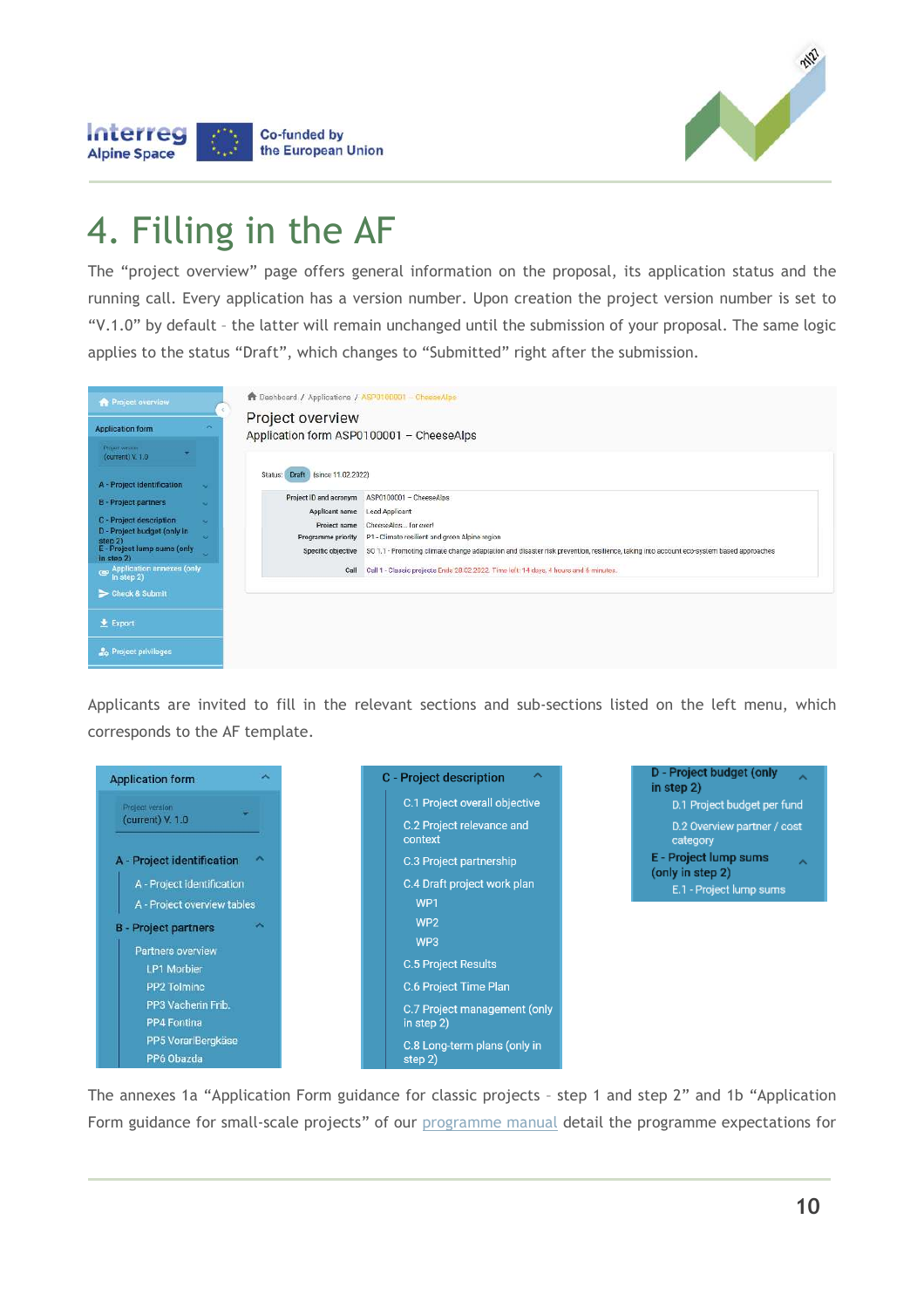# 4. Filling in the AF

The "project overview" page offers general information on the proposal, its application status and the running call. Every application has a version number. Upon creation the project version number is set to "V.1.0" by default – the latter will remain unchanged until the submission of your proposal. The same logic applies to the status "Draft", which changes to "Submitted" right after the submission.

Applicants are invited to fill in the relevant sections and sub-sections listed on the left menu, which corresponds to the AF template.

The annexes 1a "Application Form guidance for classic projects – step 1 and step 2" and 1b "Application Form guidance for small-scale projects" of our programme manual detail the programme expectations for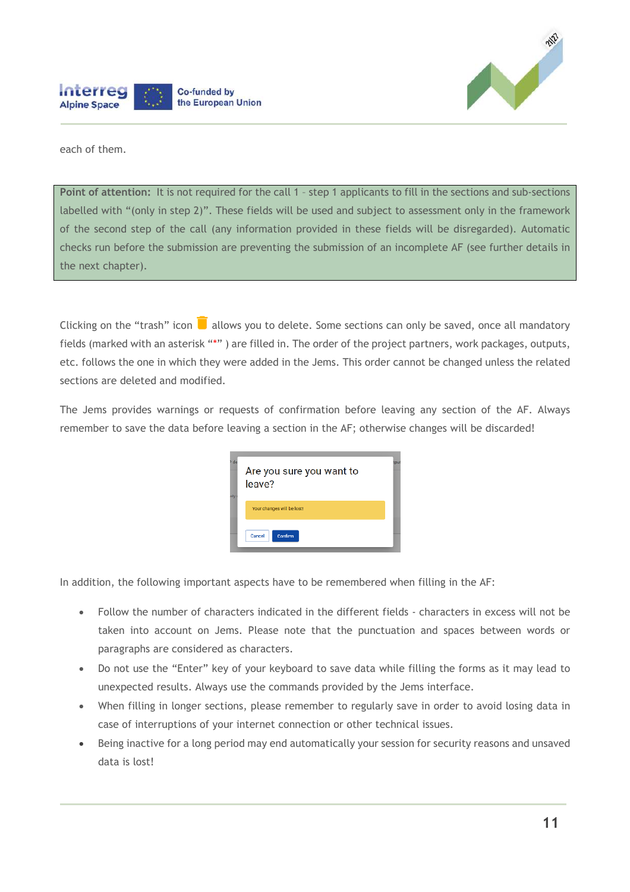each of them.

**Point of attention:** It is not required for the call 1 – step 1 applicants to fill in the sections and sub-sections labelled with "(only in step 2)". These fields will be used and subject to assessment only in the framework of the second step of the call (any information provided in these fields will be disregarded). Automatic checks run before the submission are preventing the submission of an incomplete AF (see further details in the next chapter).

Clicking on the "trash" icon allows you to delete. Some sections can only be saved, once all mandatory fields (marked with an asterisk "*" ) are filled in. The order of the project partners, work packages, outputs, etc. follows the one in which they were added in the Jems. This order cannot be changed unless the related sections are deleted and modified.

The Jems provides warnings or requests of confirmation before leaving any section of the AF. Always remember to save the data before leaving a section in the AF; otherwise changes will be discarded!

In addition, the following important aspects have to be remembered when filling in the AF:

- Follow the number of characters indicated in the different fields - characters in excess will not be taken into account on Jems. Please note that the punctuation and spaces between words or paragraphs are considered as characters.
- Do not use the "Enter" key of your keyboard to save data while filling the forms as it may lead to unexpected results. Always use the commands provided by the Jems interface.
- When filling in longer sections, please remember to regularly save in order to avoid losing data in case of interruptions of your internet connection or other technical issues.
- Being inactive for a long period may end automatically your session for security reasons and unsaved data is lost!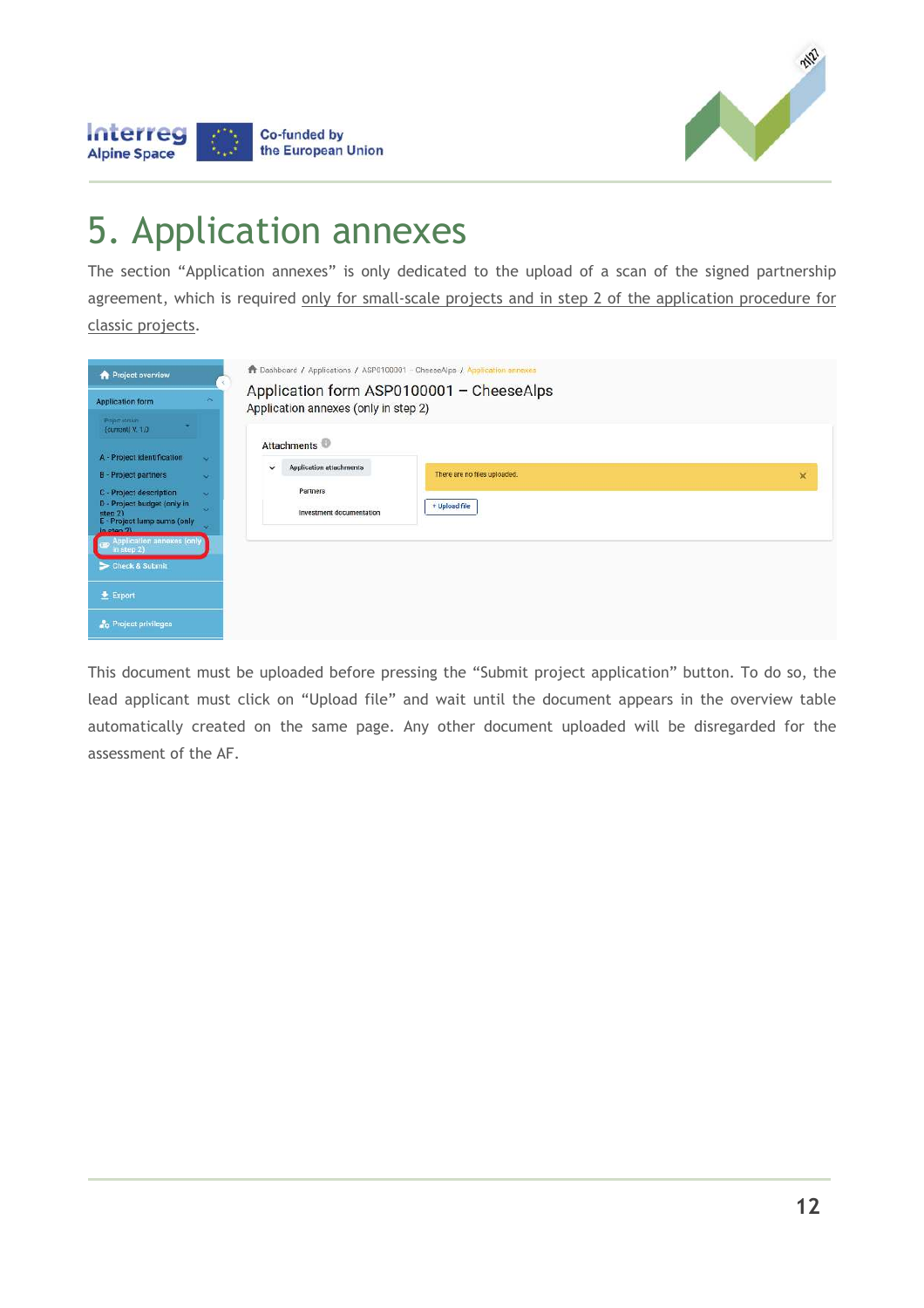# 5. Application annexes

The section “Application annexes” is only dedicated to the upload of a scan of the signed partnership agreement, which is required only for small-scale projects and in step 2 of the application procedure for classic projects.

This document must be uploaded before pressing the “Submit project application” button. To do so, the lead applicant must click on “Upload file” and wait until the document appears in the overview table automatically created on the same page. Any other document uploaded will be disregarded for the assessment of the AF.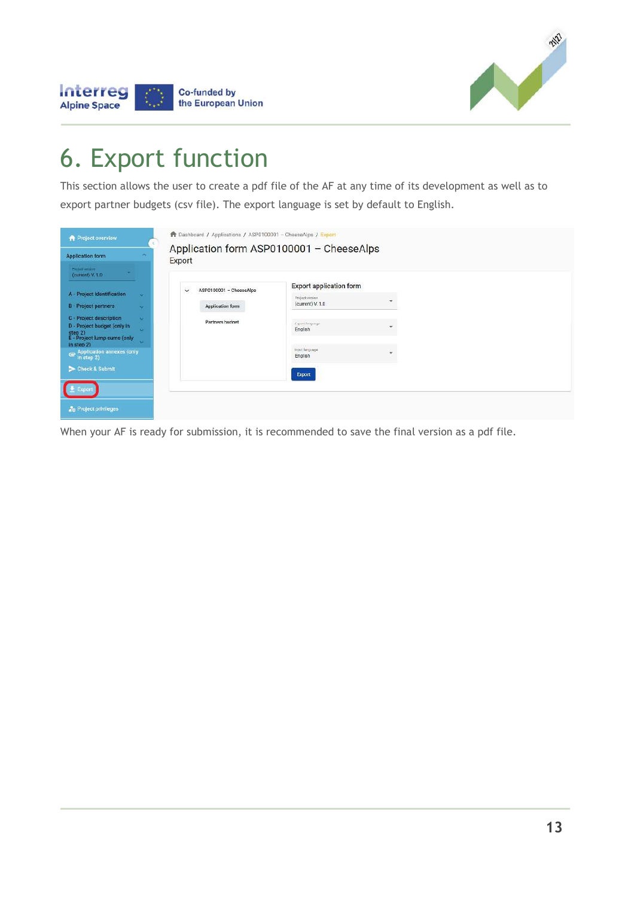# 6. Export function

This section allows the user to create a pdf file of the AF at any time of its development as well as to export partner budgets (csv file). The export language is set by default to English.

When your AF is ready for submission, it is recommended to save the final version as a pdf file.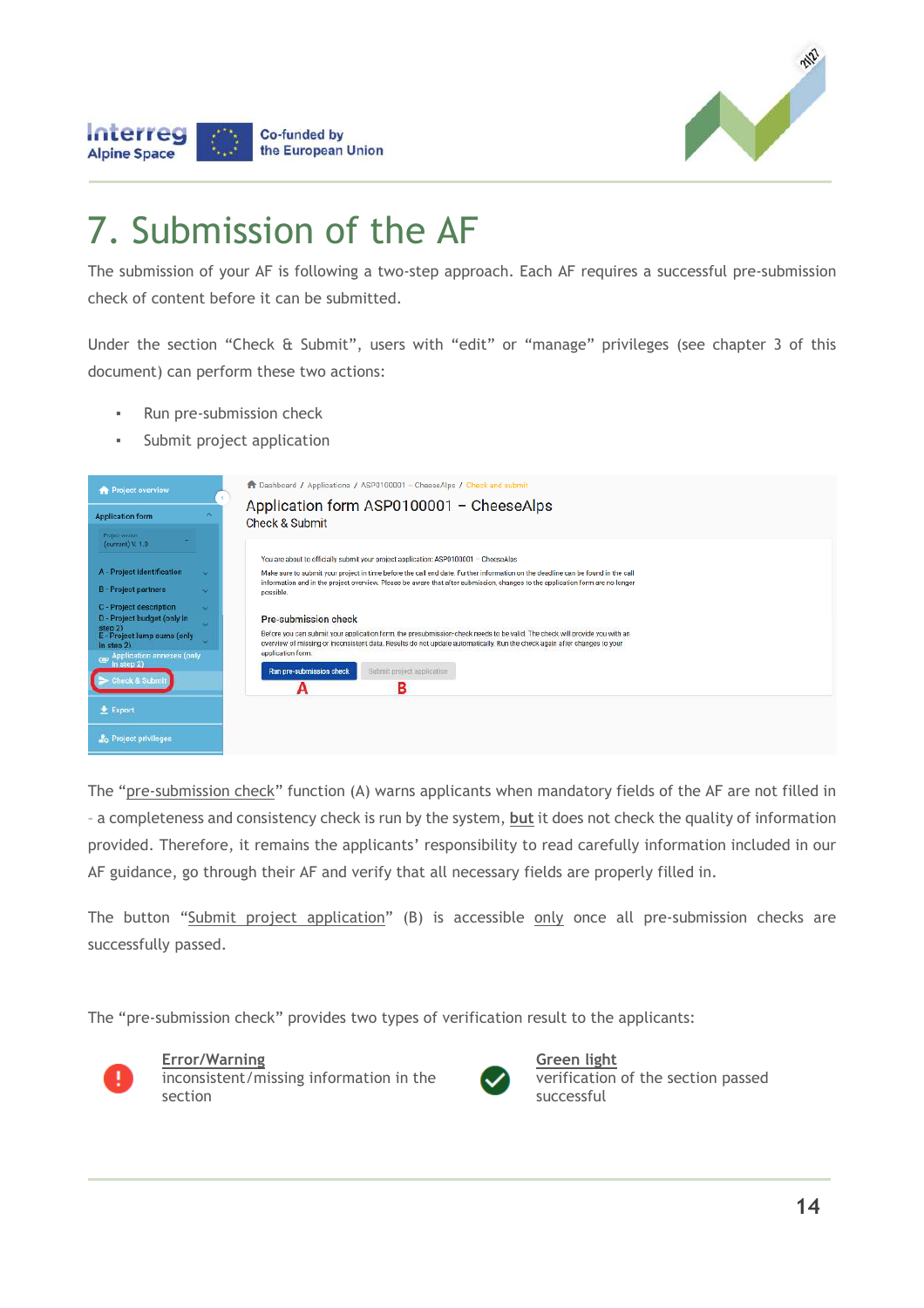# 7. Submission of the AF

The submission of your AF is following a two-step approach. Each AF requires a successful pre-submission check of content before it can be submitted.

Under the section "Check & Submit", users with "edit" or "manage" privileges (see chapter 3 of this document) can perform these two actions:

- Run pre-submission check
- Submit project application

The "pre-submission check" function (A) warns applicants when mandatory fields of the AF are not filled in – a completeness and consistency check is run by the system, but it does not check the quality of information provided. Therefore, it remains the applicants' responsibility to read carefully information included in our AF guidance, go through their AF and verify that all necessary fields are properly filled in.

The button "Submit project application" (B) is accessible only once all pre-submission checks are successfully passed.

The "pre-submission check" provides two types of verification result to the applicants:

**Error/Warning**
inconsistent/missing information in the section

**Green light**
verification of the section passed successful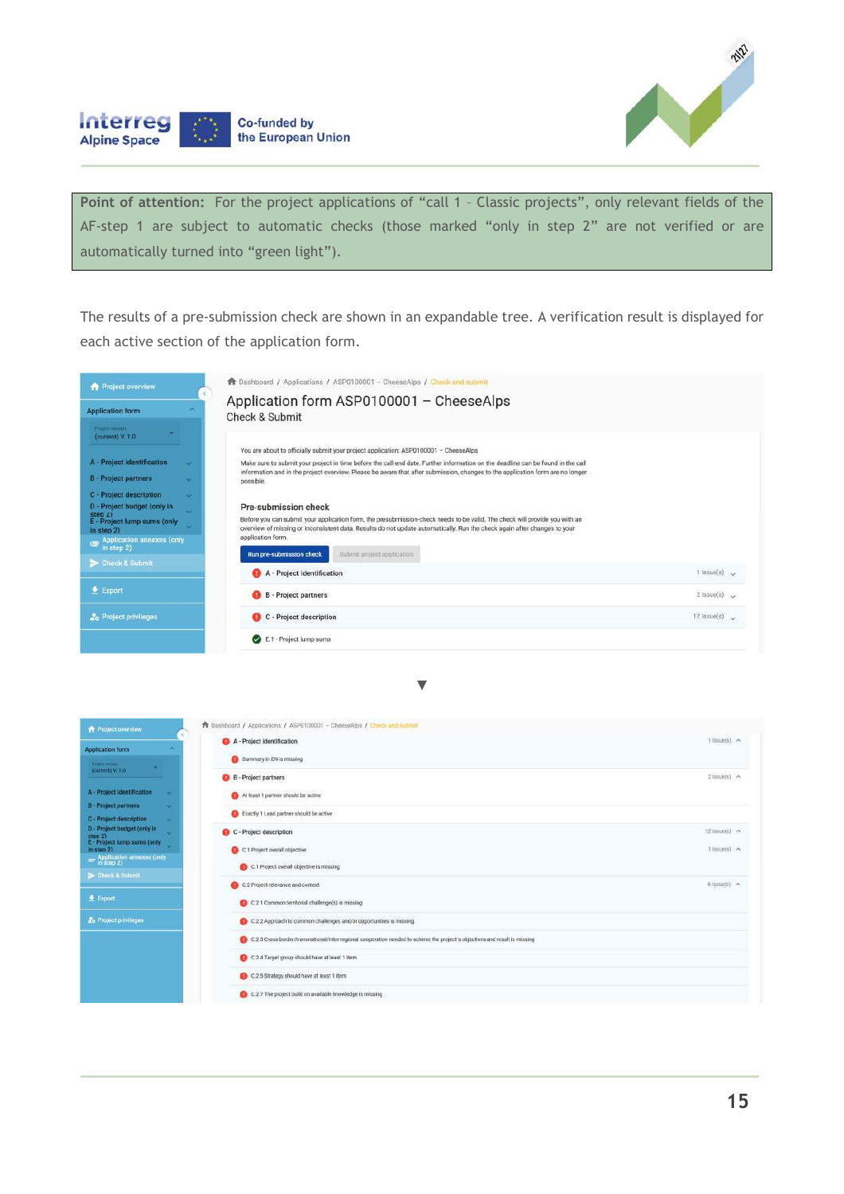**Point of attention:** For the project applications of "call 1 – Classic projects", only relevant fields of the AF-step 1 are subject to automatic checks (those marked "only in step 2" are not verified or are automatically turned into "green light").

The results of a pre-submission check are shown in an expandable tree. A verification result is displayed for each active section of the application form.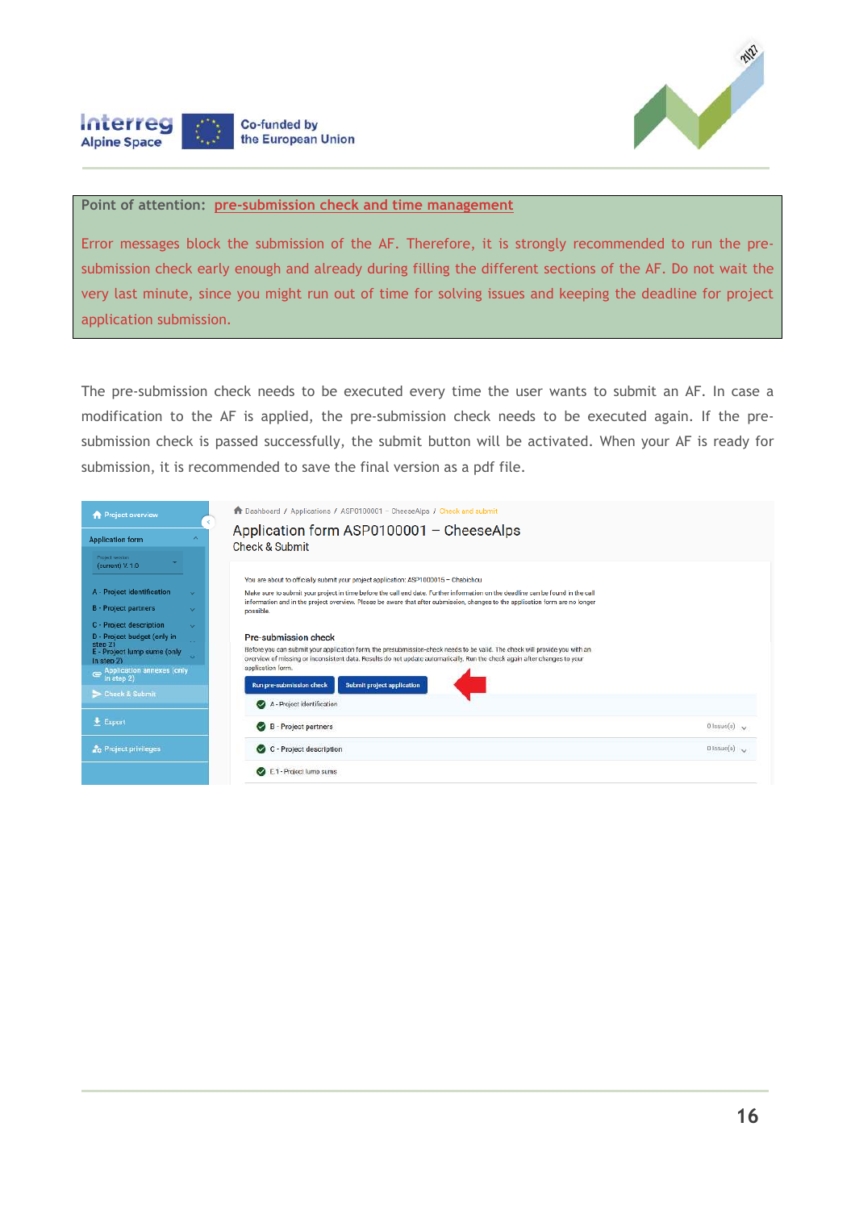**Point of attention: pre-submission check and time management**

Error messages block the submission of the AF. Therefore, it is strongly recommended to run the pre-submission check early enough and already during filling the different sections of the AF. Do not wait the very last minute, since you might run out of time for solving issues and keeping the deadline for project application submission.

The pre-submission check needs to be executed every time the user wants to submit an AF. In case a modification to the AF is applied, the pre-submission check needs to be executed again. If the pre-submission check is passed successfully, the submit button will be activated. When your AF is ready for submission, it is recommended to save the final version as a pdf file.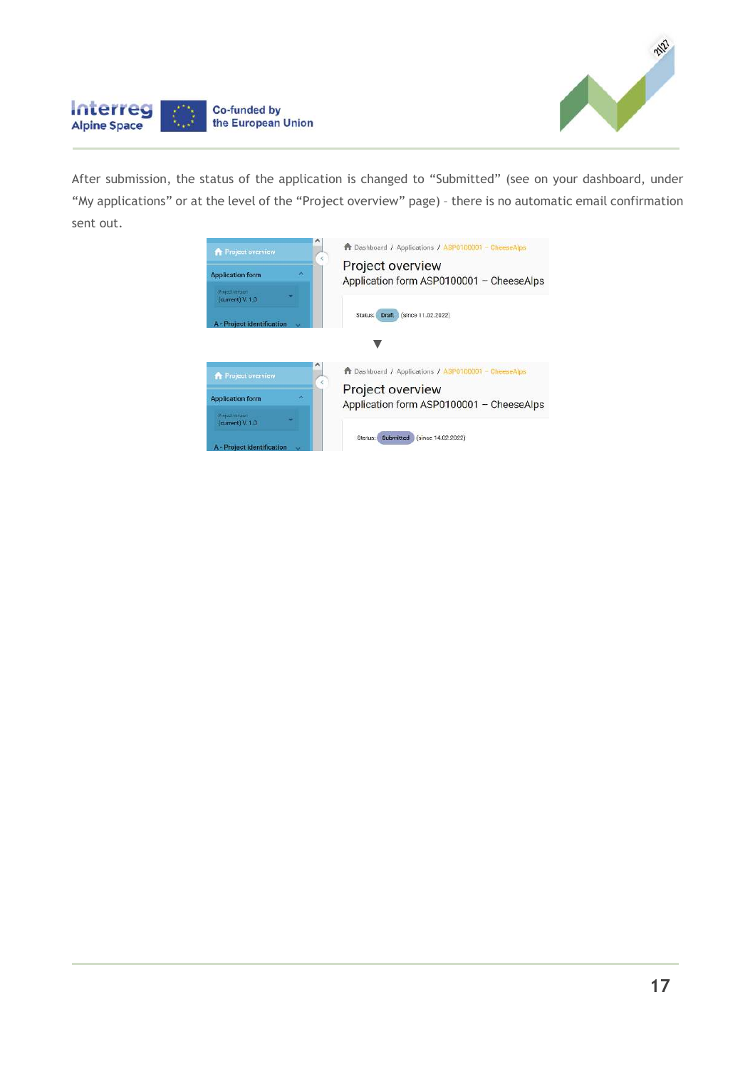After submission, the status of the application is changed to “Submitted” (see on your dashboard, under “My applications” or at the level of the “Project overview” page) – there is no automatic email confirmation sent out.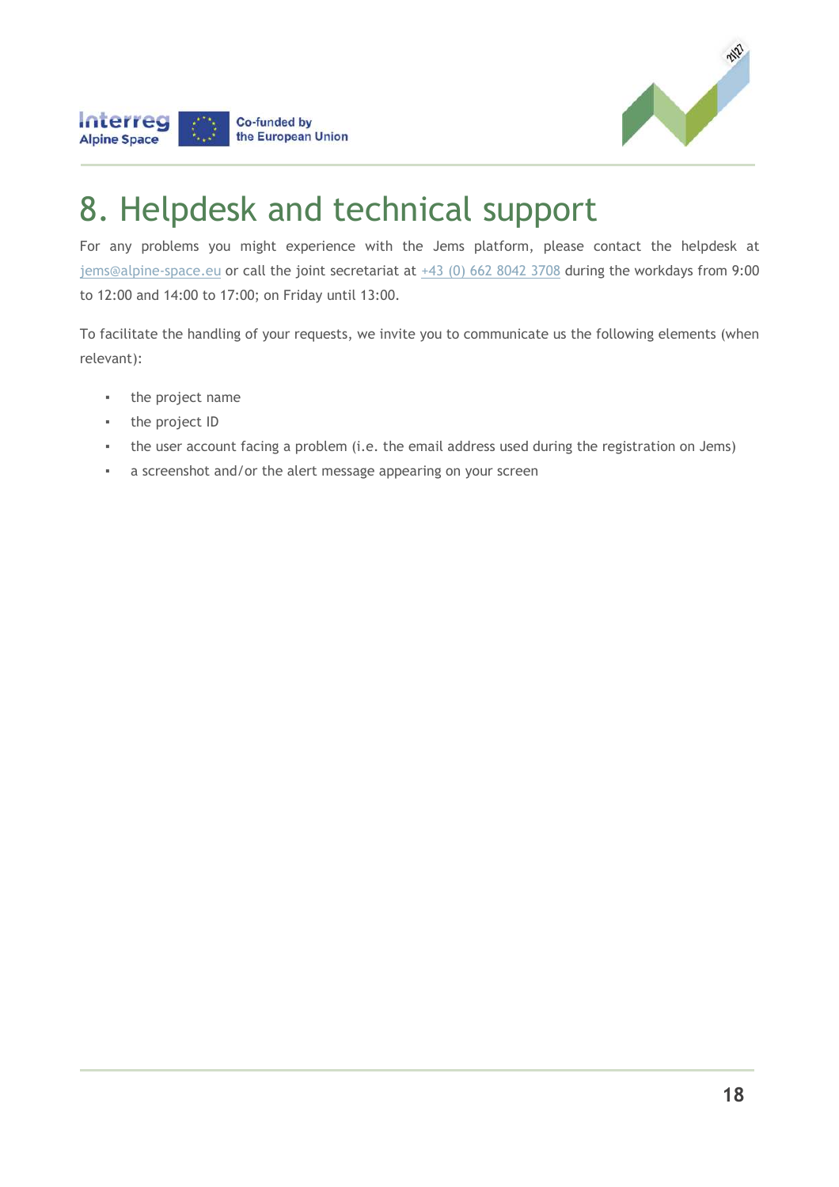# 8. Helpdesk and technical support

For any problems you might experience with the Jems platform, please contact the helpdesk at jems@alpine-space.eu or call the joint secretariat at +43 (0) 662 8042 3708 during the workdays from 9:00 to 12:00 and 14:00 to 17:00; on Friday until 13:00.

To facilitate the handling of your requests, we invite you to communicate us the following elements (when relevant):

- the project name
- the project ID
- the user account facing a problem (i.e. the email address used during the registration on Jems)
- a screenshot and/or the alert message appearing on your screen